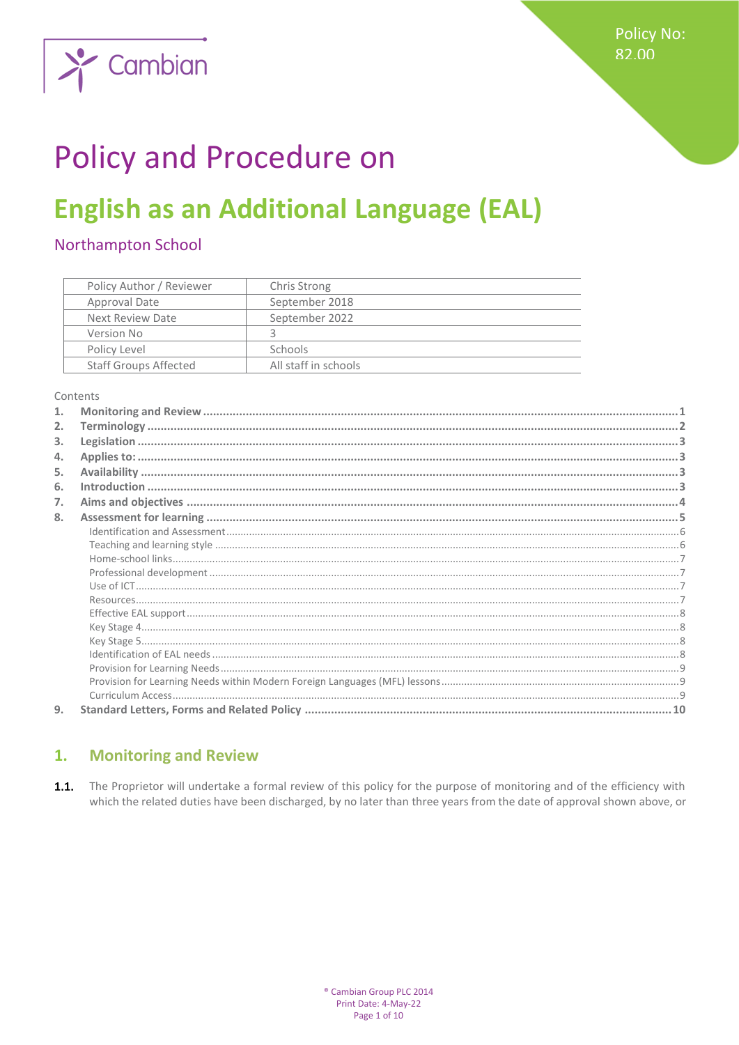Policy No: 82.00

# Policy and Procedure on

# English as an Additional Language (EAL)

## Northampton School

| Policy Author / Reviewer | Chris Strong |
|---|---|
| Approval Date | September 2018 |
| Next Review Date | September 2022 |
| Version No | 3 |
| Policy Level | Schools |
| Staff Groups Affected | All staff in schools |

Contents

1. **Monitoring and Review** .......... 1
2. **Terminology** .......... 2
3. **Legislation** .......... 3
4. **Applies to:** .......... 3
5. **Availability** .......... 3
6. **Introduction** .......... 3
7. **Aims and objectives** .......... 4
8. **Assessment for learning** .......... 5
   - Identification and Assessment .......... 6
   - Teaching and learning style .......... 6
   - Home-school links .......... 7
   - Professional development .......... 7
   - Use of ICT .......... 7
   - Resources .......... 7
   - Effective EAL support .......... 8
   - Key Stage 4 .......... 8
   - Key Stage 5 .......... 8
   - Identification of EAL needs .......... 8
   - Provision for Learning Needs .......... 9
   - Provision for Learning Needs within Modern Foreign Languages (MFL) lessons .......... 9
   - Curriculum Access .......... 9
9. **Standard Letters, Forms and Related Policy** .......... 10

## 1. Monitoring and Review

**1.1.** The Proprietor will undertake a formal review of this policy for the purpose of monitoring and of the efficiency with which the related duties have been discharged, by no later than three years from the date of approval shown above, or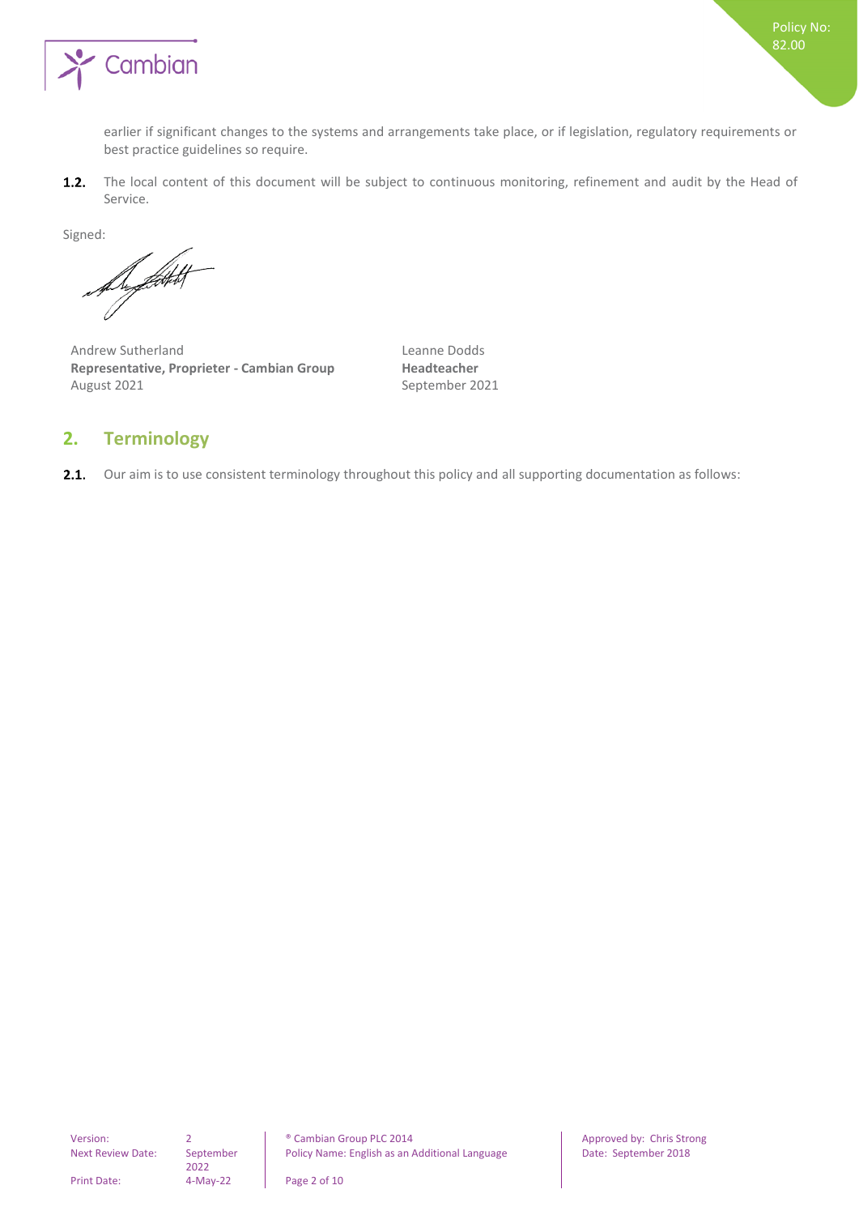earlier if significant changes to the systems and arrangements take place, or if legislation, regulatory requirements or best practice guidelines so require.

**1.2.** The local content of this document will be subject to continuous monitoring, refinement and audit by the Head of Service.

Signed:

| Andrew Sutherland | Leanne Dodds |
|---|---|
| **Representative, Proprieter - Cambian Group** | **Headteacher** |
| August 2021 | September 2021 |

## 2. Terminology

**2.1.** Our aim is to use consistent terminology throughout this policy and all supporting documentation as follows: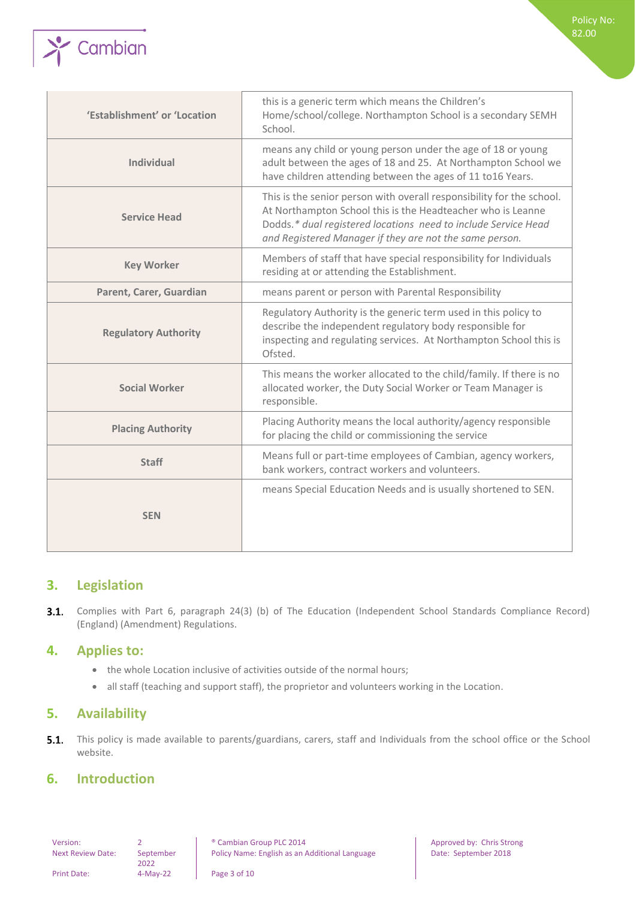| | |
|---|---|
| **'Establishment' or 'Location** | this is a generic term which means the Children's Home/school/college. Northampton School is a secondary SEMH School. |
| **Individual** | means any child or young person under the age of 18 or young adult between the ages of 18 and 25. At Northampton School we have children attending between the ages of 11 to16 Years. |
| **Service Head** | This is the senior person with overall responsibility for the school. At Northampton School this is the Headteacher who is Leanne Dodds.* *dual registered locations need to include Service Head and Registered Manager if they are not the same person.* |
| **Key Worker** | Members of staff that have special responsibility for Individuals residing at or attending the Establishment. |
| **Parent, Carer, Guardian** | means parent or person with Parental Responsibility |
| **Regulatory Authority** | Regulatory Authority is the generic term used in this policy to describe the independent regulatory body responsible for inspecting and regulating services. At Northampton School this is Ofsted. |
| **Social Worker** | This means the worker allocated to the child/family. If there is no allocated worker, the Duty Social Worker or Team Manager is responsible. |
| **Placing Authority** | Placing Authority means the local authority/agency responsible for placing the child or commissioning the service |
| **Staff** | Means full or part-time employees of Cambian, agency workers, bank workers, contract workers and volunteers. |
| **SEN** | means Special Education Needs and is usually shortened to SEN. |

## 3. Legislation

**3.1.** Complies with Part 6, paragraph 24(3) (b) of The Education (Independent School Standards Compliance Record) (England) (Amendment) Regulations.

## 4. Applies to:

- the whole Location inclusive of activities outside of the normal hours;
- all staff (teaching and support staff), the proprietor and volunteers working in the Location.

## 5. Availability

**5.1.** This policy is made available to parents/guardians, carers, staff and Individuals from the school office or the School website.

## 6. Introduction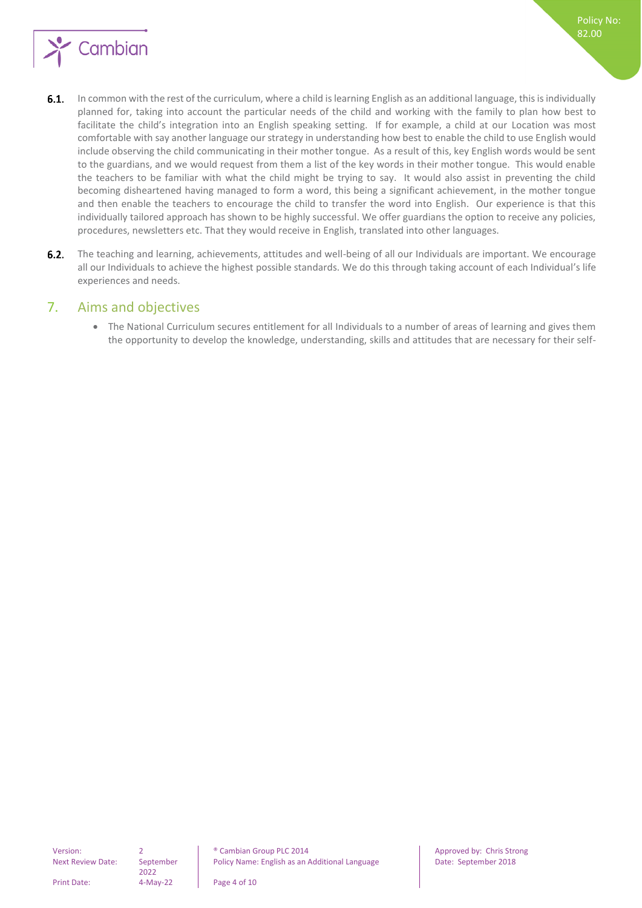6.1. In common with the rest of the curriculum, where a child is learning English as an additional language, this is individually planned for, taking into account the particular needs of the child and working with the family to plan how best to facilitate the child's integration into an English speaking setting. If for example, a child at our Location was most comfortable with say another language our strategy in understanding how best to enable the child to use English would include observing the child communicating in their mother tongue. As a result of this, key English words would be sent to the guardians, and we would request from them a list of the key words in their mother tongue. This would enable the teachers to be familiar with what the child might be trying to say. It would also assist in preventing the child becoming disheartened having managed to form a word, this being a significant achievement, in the mother tongue and then enable the teachers to encourage the child to transfer the word into English. Our experience is that this individually tailored approach has shown to be highly successful. We offer guardians the option to receive any policies, procedures, newsletters etc. That they would receive in English, translated into other languages.

6.2. The teaching and learning, achievements, attitudes and well-being of all our Individuals are important. We encourage all our Individuals to achieve the highest possible standards. We do this through taking account of each Individual's life experiences and needs.

## 7. Aims and objectives

- The National Curriculum secures entitlement for all Individuals to a number of areas of learning and gives them the opportunity to develop the knowledge, understanding, skills and attitudes that are necessary for their self-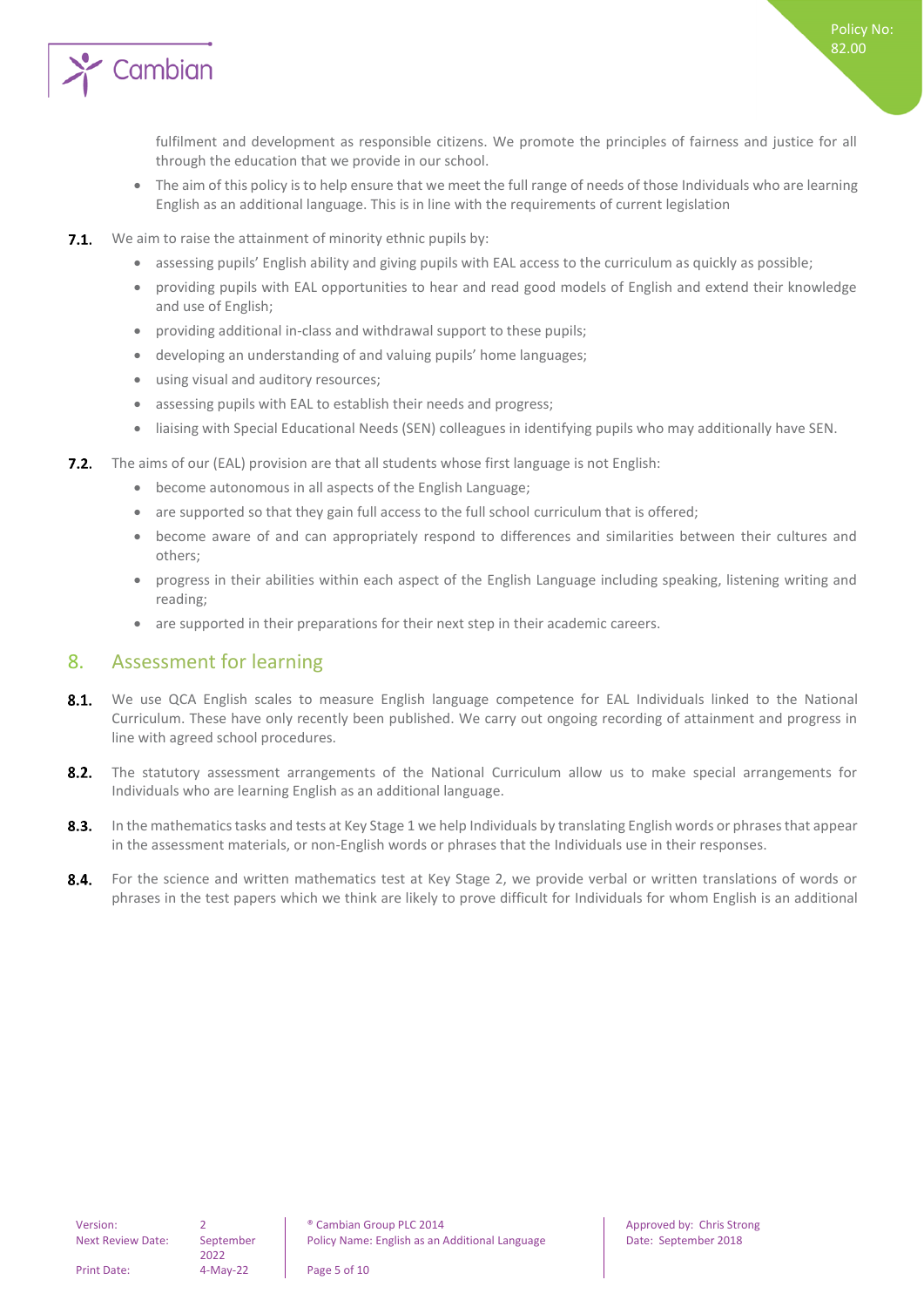fulfilment and development as responsible citizens. We promote the principles of fairness and justice for all through the education that we provide in our school.

- The aim of this policy is to help ensure that we meet the full range of needs of those Individuals who are learning English as an additional language. This is in line with the requirements of current legislation

**7.1.** We aim to raise the attainment of minority ethnic pupils by:

- assessing pupils' English ability and giving pupils with EAL access to the curriculum as quickly as possible;
- providing pupils with EAL opportunities to hear and read good models of English and extend their knowledge and use of English;
- providing additional in-class and withdrawal support to these pupils;
- developing an understanding of and valuing pupils' home languages;
- using visual and auditory resources;
- assessing pupils with EAL to establish their needs and progress;
- liaising with Special Educational Needs (SEN) colleagues in identifying pupils who may additionally have SEN.

**7.2.** The aims of our (EAL) provision are that all students whose first language is not English:

- become autonomous in all aspects of the English Language;
- are supported so that they gain full access to the full school curriculum that is offered;
- become aware of and can appropriately respond to differences and similarities between their cultures and others;
- progress in their abilities within each aspect of the English Language including speaking, listening writing and reading;
- are supported in their preparations for their next step in their academic careers.

## 8. Assessment for learning

**8.1.** We use QCA English scales to measure English language competence for EAL Individuals linked to the National Curriculum. These have only recently been published. We carry out ongoing recording of attainment and progress in line with agreed school procedures.

**8.2.** The statutory assessment arrangements of the National Curriculum allow us to make special arrangements for Individuals who are learning English as an additional language.

**8.3.** In the mathematics tasks and tests at Key Stage 1 we help Individuals by translating English words or phrases that appear in the assessment materials, or non-English words or phrases that the Individuals use in their responses.

**8.4.** For the science and written mathematics test at Key Stage 2, we provide verbal or written translations of words or phrases in the test papers which we think are likely to prove difficult for Individuals for whom English is an additional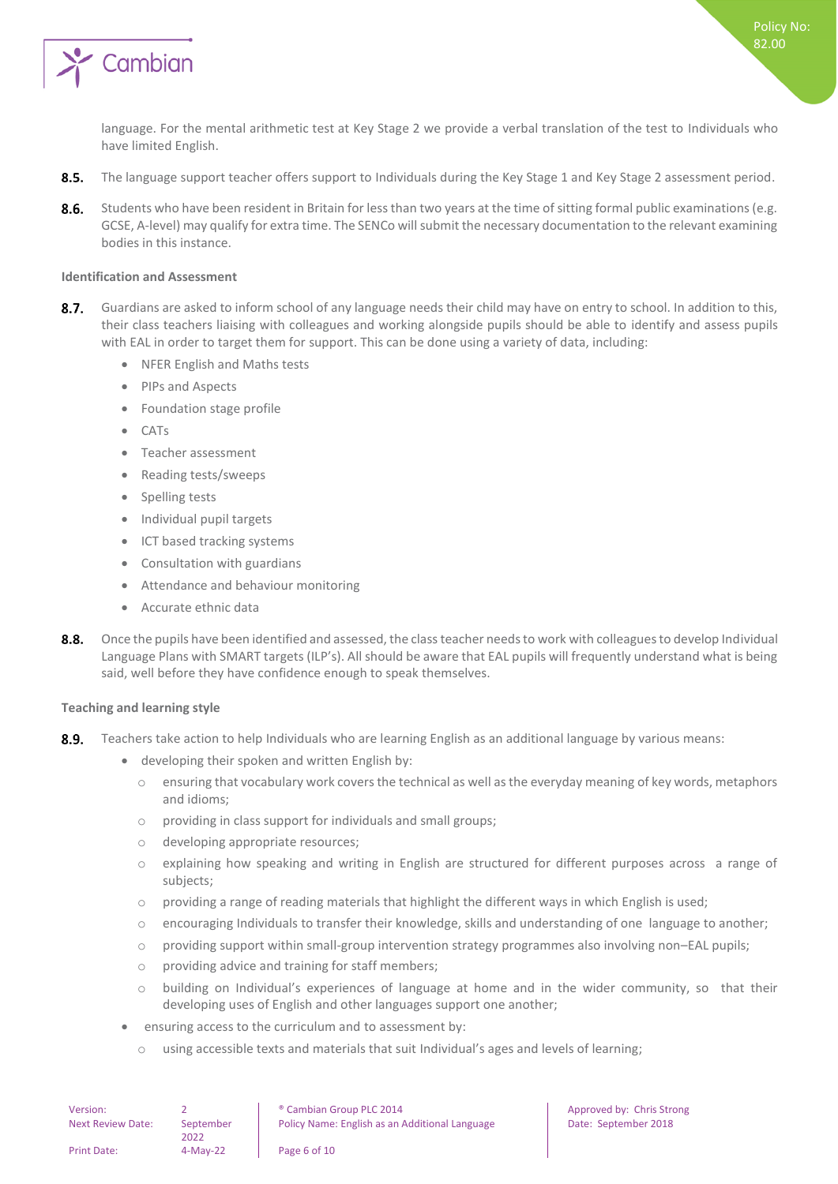language. For the mental arithmetic test at Key Stage 2 we provide a verbal translation of the test to Individuals who have limited English.

**8.5.** The language support teacher offers support to Individuals during the Key Stage 1 and Key Stage 2 assessment period.

**8.6.** Students who have been resident in Britain for less than two years at the time of sitting formal public examinations (e.g. GCSE, A-level) may qualify for extra time. The SENCo will submit the necessary documentation to the relevant examining bodies in this instance.

**Identification and Assessment**

**8.7.** Guardians are asked to inform school of any language needs their child may have on entry to school. In addition to this, their class teachers liaising with colleagues and working alongside pupils should be able to identify and assess pupils with EAL in order to target them for support. This can be done using a variety of data, including:

- NFER English and Maths tests
- PIPs and Aspects
- Foundation stage profile
- CATs
- Teacher assessment
- Reading tests/sweeps
- Spelling tests
- Individual pupil targets
- ICT based tracking systems
- Consultation with guardians
- Attendance and behaviour monitoring
- Accurate ethnic data

**8.8.** Once the pupils have been identified and assessed, the class teacher needs to work with colleagues to develop Individual Language Plans with SMART targets (ILP's). All should be aware that EAL pupils will frequently understand what is being said, well before they have confidence enough to speak themselves.

**Teaching and learning style**

**8.9.** Teachers take action to help Individuals who are learning English as an additional language by various means:

- developing their spoken and written English by:
  - ensuring that vocabulary work covers the technical as well as the everyday meaning of key words, metaphors and idioms;
  - providing in class support for individuals and small groups;
  - developing appropriate resources;
  - explaining how speaking and writing in English are structured for different purposes across a range of subjects;
  - providing a range of reading materials that highlight the different ways in which English is used;
  - encouraging Individuals to transfer their knowledge, skills and understanding of one language to another;
  - providing support within small-group intervention strategy programmes also involving non–EAL pupils;
  - providing advice and training for staff members;
  - building on Individual's experiences of language at home and in the wider community, so that their developing uses of English and other languages support one another;
- ensuring access to the curriculum and to assessment by:
  - using accessible texts and materials that suit Individual's ages and levels of learning;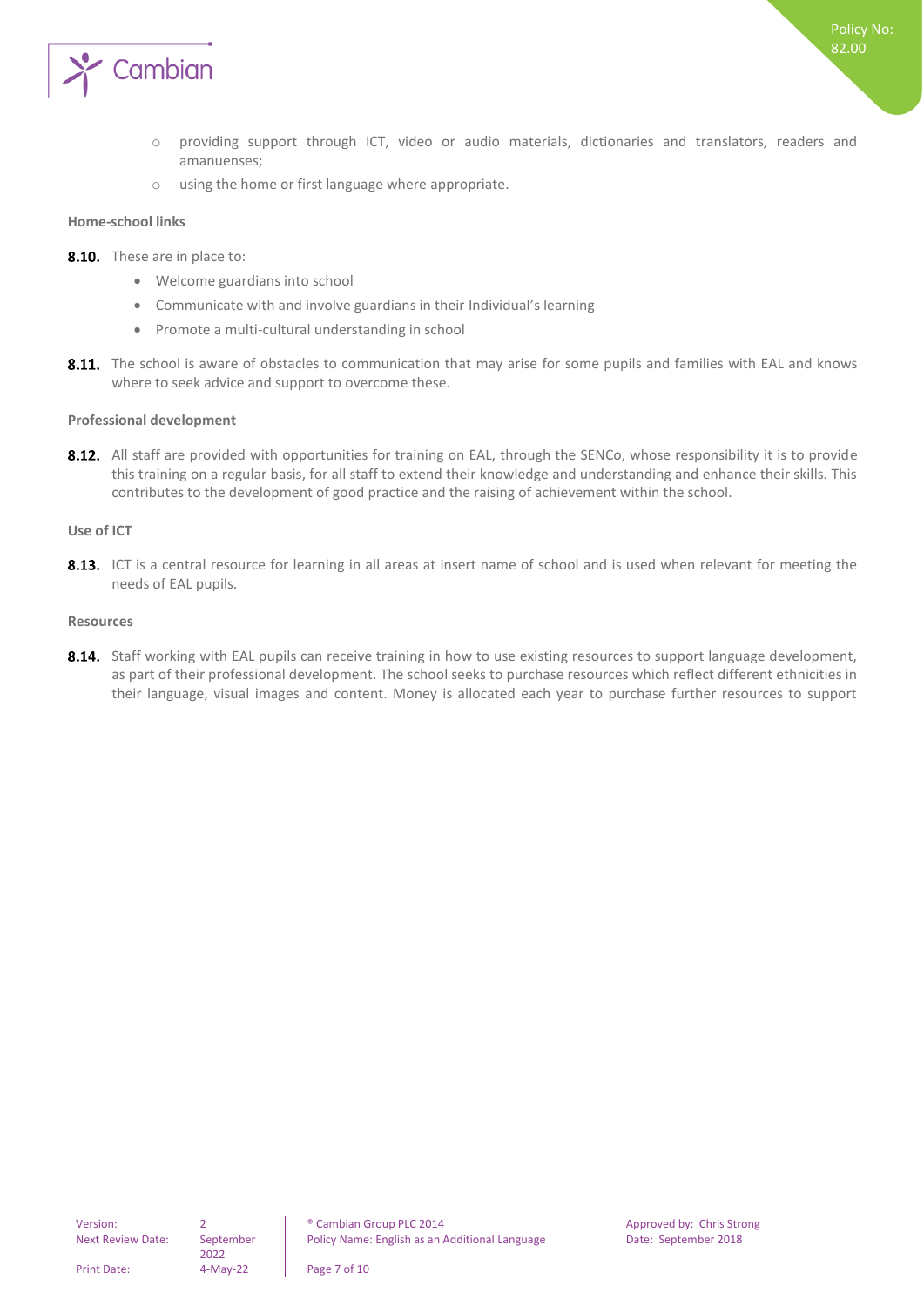- providing support through ICT, video or audio materials, dictionaries and translators, readers and amanuenses;
- using the home or first language where appropriate.

**Home-school links**

**8.10.** These are in place to:

- Welcome guardians into school
- Communicate with and involve guardians in their Individual's learning
- Promote a multi-cultural understanding in school

**8.11.** The school is aware of obstacles to communication that may arise for some pupils and families with EAL and knows where to seek advice and support to overcome these.

**Professional development**

**8.12.** All staff are provided with opportunities for training on EAL, through the SENCo, whose responsibility it is to provide this training on a regular basis, for all staff to extend their knowledge and understanding and enhance their skills. This contributes to the development of good practice and the raising of achievement within the school.

**Use of ICT**

**8.13.** ICT is a central resource for learning in all areas at insert name of school and is used when relevant for meeting the needs of EAL pupils.

**Resources**

**8.14.** Staff working with EAL pupils can receive training in how to use existing resources to support language development, as part of their professional development. The school seeks to purchase resources which reflect different ethnicities in their language, visual images and content. Money is allocated each year to purchase further resources to support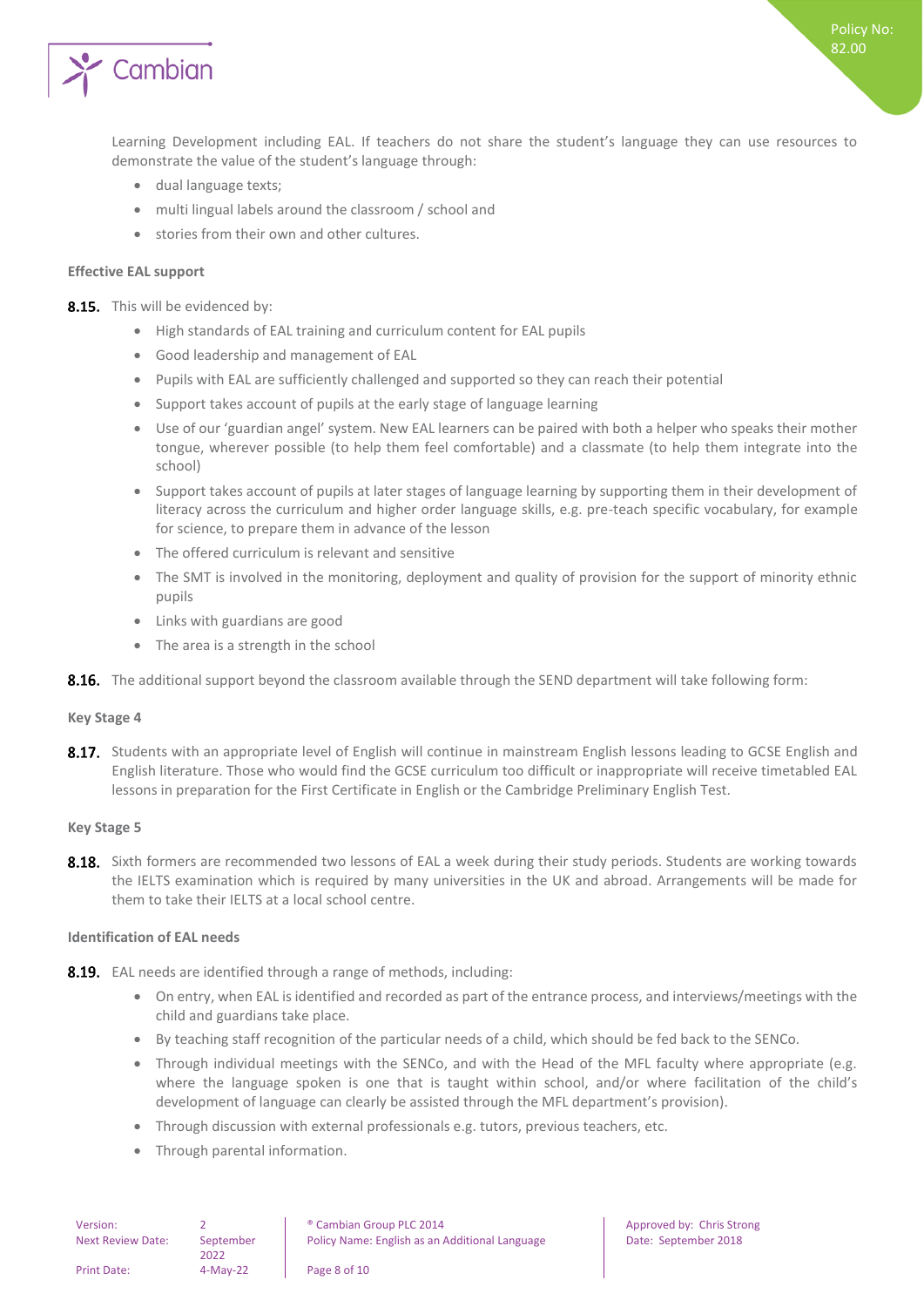Learning Development including EAL. If teachers do not share the student's language they can use resources to demonstrate the value of the student's language through:

- dual language texts;
- multi lingual labels around the classroom / school and
- stories from their own and other cultures.

**Effective EAL support**

**8.15.** This will be evidenced by:

- High standards of EAL training and curriculum content for EAL pupils
- Good leadership and management of EAL
- Pupils with EAL are sufficiently challenged and supported so they can reach their potential
- Support takes account of pupils at the early stage of language learning
- Use of our 'guardian angel' system. New EAL learners can be paired with both a helper who speaks their mother tongue, wherever possible (to help them feel comfortable) and a classmate (to help them integrate into the school)
- Support takes account of pupils at later stages of language learning by supporting them in their development of literacy across the curriculum and higher order language skills, e.g. pre-teach specific vocabulary, for example for science, to prepare them in advance of the lesson
- The offered curriculum is relevant and sensitive
- The SMT is involved in the monitoring, deployment and quality of provision for the support of minority ethnic pupils
- Links with guardians are good
- The area is a strength in the school

**8.16.** The additional support beyond the classroom available through the SEND department will take following form:

**Key Stage 4**

**8.17.** Students with an appropriate level of English will continue in mainstream English lessons leading to GCSE English and English literature. Those who would find the GCSE curriculum too difficult or inappropriate will receive timetabled EAL lessons in preparation for the First Certificate in English or the Cambridge Preliminary English Test.

**Key Stage 5**

**8.18.** Sixth formers are recommended two lessons of EAL a week during their study periods. Students are working towards the IELTS examination which is required by many universities in the UK and abroad. Arrangements will be made for them to take their IELTS at a local school centre.

**Identification of EAL needs**

**8.19.** EAL needs are identified through a range of methods, including:

- On entry, when EAL is identified and recorded as part of the entrance process, and interviews/meetings with the child and guardians take place.
- By teaching staff recognition of the particular needs of a child, which should be fed back to the SENCo.
- Through individual meetings with the SENCo, and with the Head of the MFL faculty where appropriate (e.g. where the language spoken is one that is taught within school, and/or where facilitation of the child's development of language can clearly be assisted through the MFL department's provision).
- Through discussion with external professionals e.g. tutors, previous teachers, etc.
- Through parental information.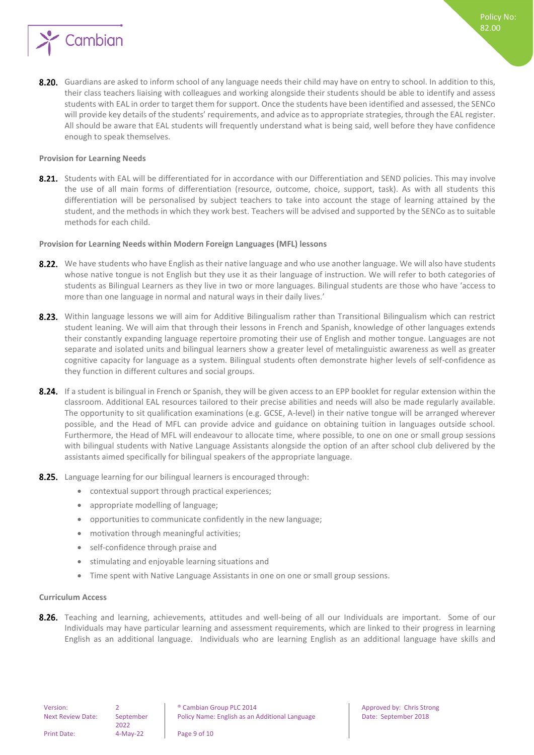**8.20.** Guardians are asked to inform school of any language needs their child may have on entry to school. In addition to this, their class teachers liaising with colleagues and working alongside their students should be able to identify and assess students with EAL in order to target them for support. Once the students have been identified and assessed, the SENCo will provide key details of the students' requirements, and advice as to appropriate strategies, through the EAL register. All should be aware that EAL students will frequently understand what is being said, well before they have confidence enough to speak themselves.

**Provision for Learning Needs**

**8.21.** Students with EAL will be differentiated for in accordance with our Differentiation and SEND policies. This may involve the use of all main forms of differentiation (resource, outcome, choice, support, task). As with all students this differentiation will be personalised by subject teachers to take into account the stage of learning attained by the student, and the methods in which they work best. Teachers will be advised and supported by the SENCo as to suitable methods for each child.

**Provision for Learning Needs within Modern Foreign Languages (MFL) lessons**

**8.22.** We have students who have English as their native language and who use another language. We will also have students whose native tongue is not English but they use it as their language of instruction. We will refer to both categories of students as Bilingual Learners as they live in two or more languages. Bilingual students are those who have 'access to more than one language in normal and natural ways in their daily lives.'

**8.23.** Within language lessons we will aim for Additive Bilingualism rather than Transitional Bilingualism which can restrict student leaning. We will aim that through their lessons in French and Spanish, knowledge of other languages extends their constantly expanding language repertoire promoting their use of English and mother tongue. Languages are not separate and isolated units and bilingual learners show a greater level of metalinguistic awareness as well as greater cognitive capacity for language as a system. Bilingual students often demonstrate higher levels of self-confidence as they function in different cultures and social groups.

**8.24.** If a student is bilingual in French or Spanish, they will be given access to an EPP booklet for regular extension within the classroom. Additional EAL resources tailored to their precise abilities and needs will also be made regularly available. The opportunity to sit qualification examinations (e.g. GCSE, A-level) in their native tongue will be arranged wherever possible, and the Head of MFL can provide advice and guidance on obtaining tuition in languages outside school. Furthermore, the Head of MFL will endeavour to allocate time, where possible, to one on one or small group sessions with bilingual students with Native Language Assistants alongside the option of an after school club delivered by the assistants aimed specifically for bilingual speakers of the appropriate language.

**8.25.** Language learning for our bilingual learners is encouraged through:

- contextual support through practical experiences;
- appropriate modelling of language;
- opportunities to communicate confidently in the new language;
- motivation through meaningful activities;
- self-confidence through praise and
- stimulating and enjoyable learning situations and
- Time spent with Native Language Assistants in one on one or small group sessions.

**Curriculum Access**

**8.26.** Teaching and learning, achievements, attitudes and well-being of all our Individuals are important. Some of our Individuals may have particular learning and assessment requirements, which are linked to their progress in learning English as an additional language. Individuals who are learning English as an additional language have skills and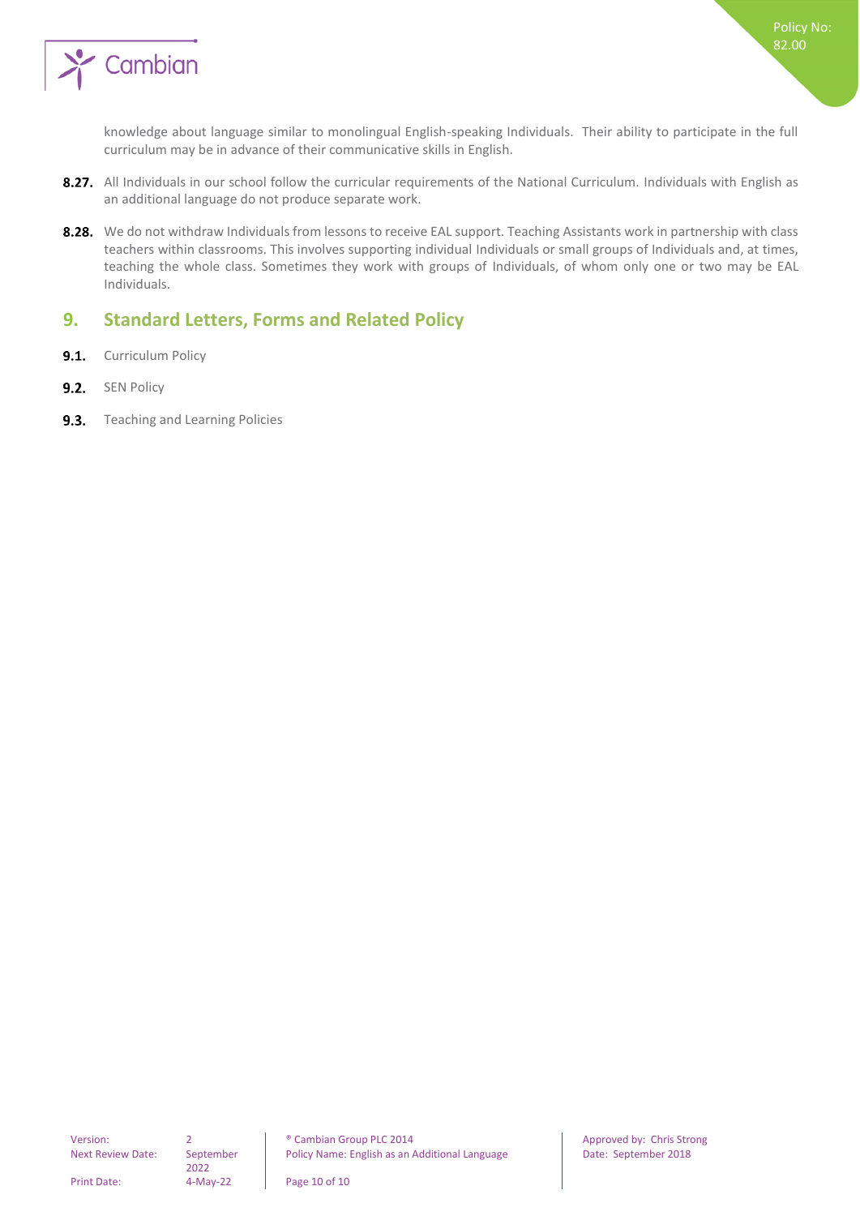knowledge about language similar to monolingual English-speaking Individuals.  Their ability to participate in the full curriculum may be in advance of their communicative skills in English.

**8.27.** All Individuals in our school follow the curricular requirements of the National Curriculum. Individuals with English as an additional language do not produce separate work.

**8.28.** We do not withdraw Individuals from lessons to receive EAL support. Teaching Assistants work in partnership with class teachers within classrooms. This involves supporting individual Individuals or small groups of Individuals and, at times, teaching the whole class. Sometimes they work with groups of Individuals, of whom only one or two may be EAL Individuals.

## 9. Standard Letters, Forms and Related Policy

**9.1.** Curriculum Policy

**9.2.** SEN Policy

**9.3.** Teaching and Learning Policies